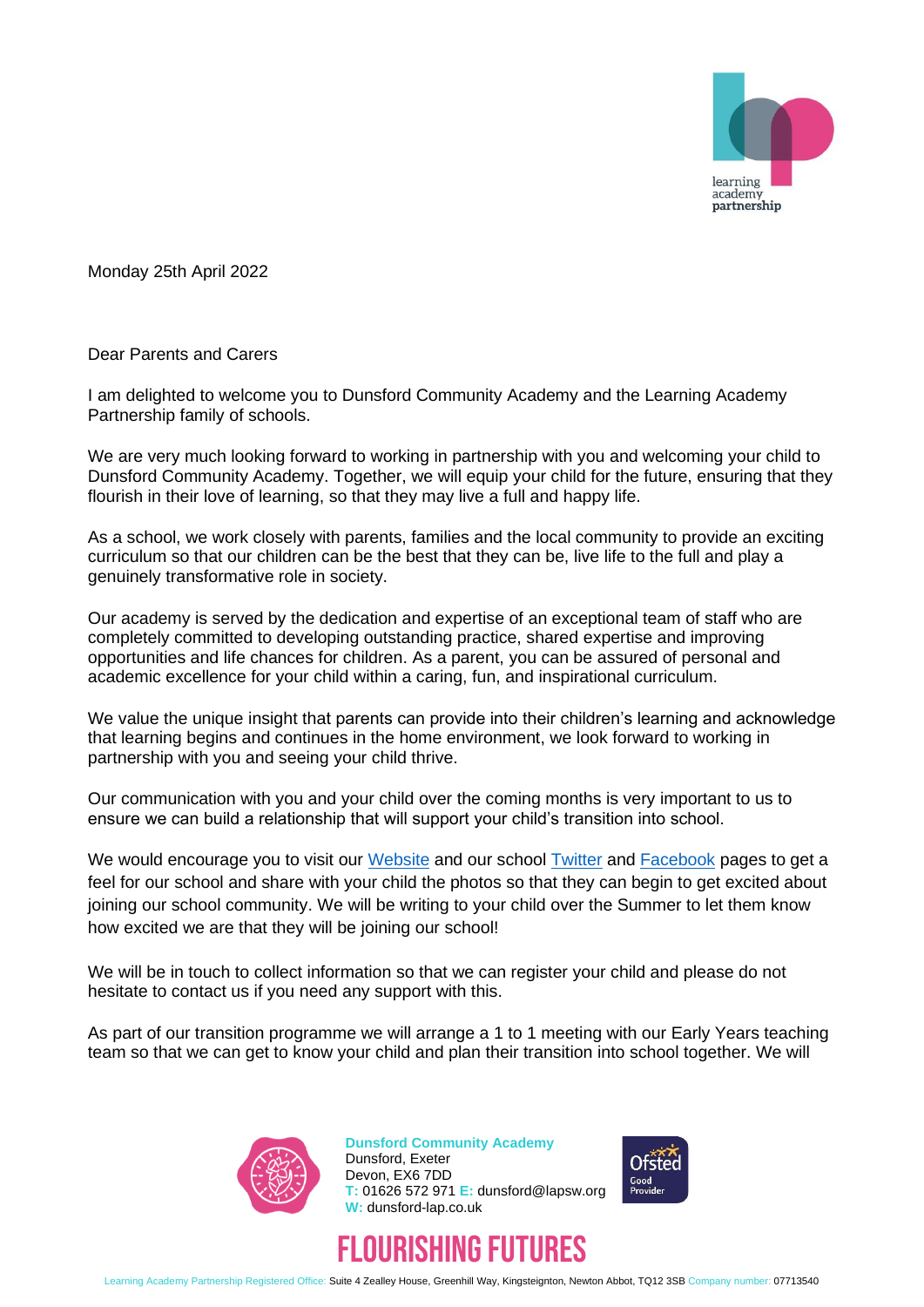Monday 25th April 2022

Dear Parents and Carers

I am delighted to welcome you to Dunsford Community Academy and the Learning Academy Partnership family of schools.

We are very much looking forward to working in partnership with you and welcoming your child to Dunsford Community Academy. Together, we will equip your child for the future, ensuring that they flourish in their love of learning, so that they may live a full and happy life.

As a school, we work closely with parents, families and the local community to provide an exciting curriculum so that our children can be the best that they can be, live life to the full and play a genuinely transformative role in society.

Our academy is served by the dedication and expertise of an exceptional team of staff who are completely committed to developing outstanding practice, shared expertise and improving opportunities and life chances for children. As a parent, you can be assured of personal and academic excellence for your child within a caring, fun, and inspirational curriculum.

We value the unique insight that parents can provide into their children's learning and acknowledge that learning begins and continues in the home environment, we look forward to working in partnership with you and seeing your child thrive.

Our communication with you and your child over the coming months is very important to us to ensure we can build a relationship that will support your child's transition into school.

We would encourage you to visit our Website and our school Twitter and Facebook pages to get a feel for our school and share with your child the photos so that they can begin to get excited about joining our school community. We will be writing to your child over the Summer to let them know how excited we are that they will be joining our school!

We will be in touch to collect information so that we can register your child and please do not hesitate to contact us if you need any support with this.

As part of our transition programme we will arrange a 1 to 1 meeting with our Early Years teaching team so that we can get to know your child and plan their transition into school together. We will

**Dunsford Community Academy**
Dunsford, Exeter
Devon, EX6 7DD
T: 01626 572 971 E: dunsford@lapsw.org
W: dunsford-lap.co.uk

FLOURISHING FUTURES

Learning Academy Partnership Registered Office: Suite 4 Zealley House, Greenhill Way, Kingsteignton, Newton Abbot, TQ12 3SB Company number: 07713540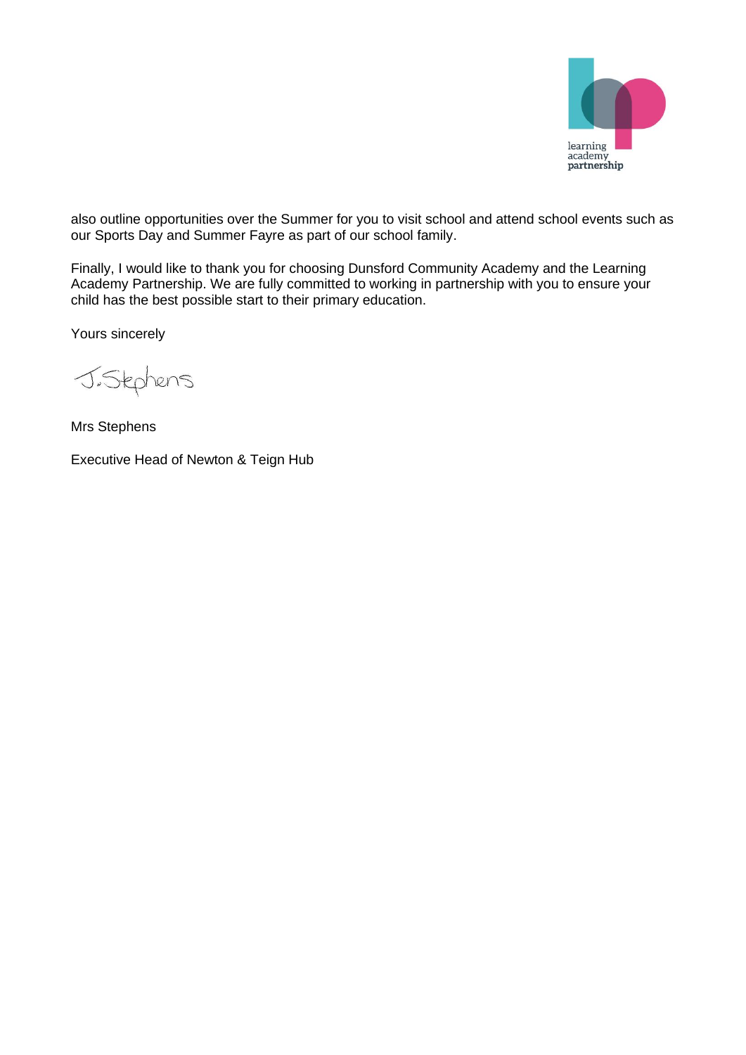also outline opportunities over the Summer for you to visit school and attend school events such as our Sports Day and Summer Fayre as part of our school family.

Finally, I would like to thank you for choosing Dunsford Community Academy and the Learning Academy Partnership. We are fully committed to working in partnership with you to ensure your child has the best possible start to their primary education.

Yours sincerely

J.Stephens

Mrs Stephens

Executive Head of Newton & Teign Hub